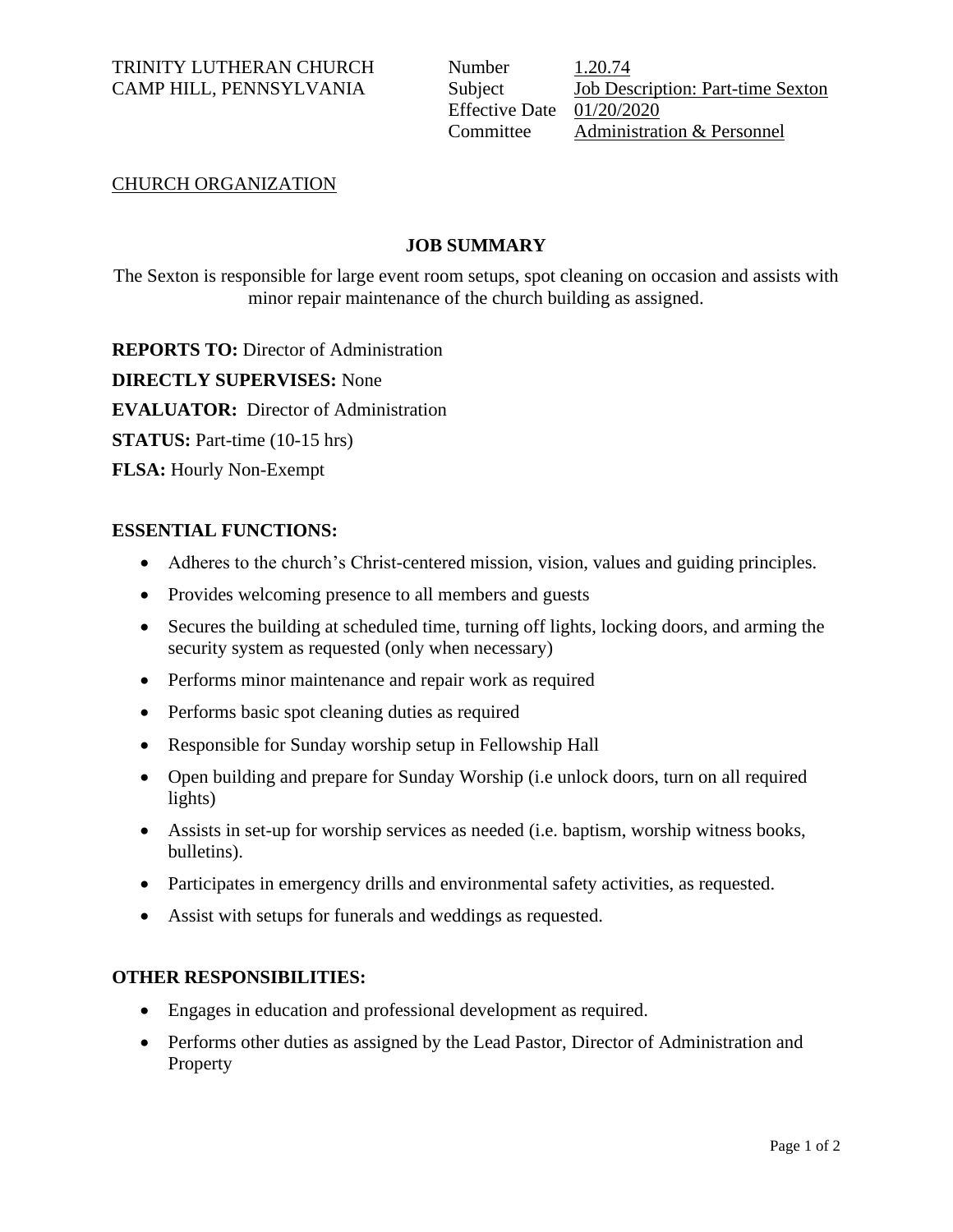TRINITY LUTHERAN CHURCH
CAMP HILL, PENNSYLVANIA

| | |
|---|---|
| Number | 1.20.74 |
| Subject | Job Description: Part-time Sexton |
| Effective Date | 01/20/2020 |
| Committee | Administration & Personnel |

CHURCH ORGANIZATION

## JOB SUMMARY

The Sexton is responsible for large event room setups, spot cleaning on occasion and assists with minor repair maintenance of the church building as assigned.

**REPORTS TO:** Director of Administration

**DIRECTLY SUPERVISES:** None

**EVALUATOR:** Director of Administration

**STATUS:** Part-time (10-15 hrs)

**FLSA:** Hourly Non-Exempt

## ESSENTIAL FUNCTIONS:

- Adheres to the church's Christ-centered mission, vision, values and guiding principles.
- Provides welcoming presence to all members and guests
- Secures the building at scheduled time, turning off lights, locking doors, and arming the security system as requested (only when necessary)
- Performs minor maintenance and repair work as required
- Performs basic spot cleaning duties as required
- Responsible for Sunday worship setup in Fellowship Hall
- Open building and prepare for Sunday Worship (i.e unlock doors, turn on all required lights)
- Assists in set-up for worship services as needed (i.e. baptism, worship witness books, bulletins).
- Participates in emergency drills and environmental safety activities, as requested.
- Assist with setups for funerals and weddings as requested.

## OTHER RESPONSIBILITIES:

- Engages in education and professional development as required.
- Performs other duties as assigned by the Lead Pastor, Director of Administration and Property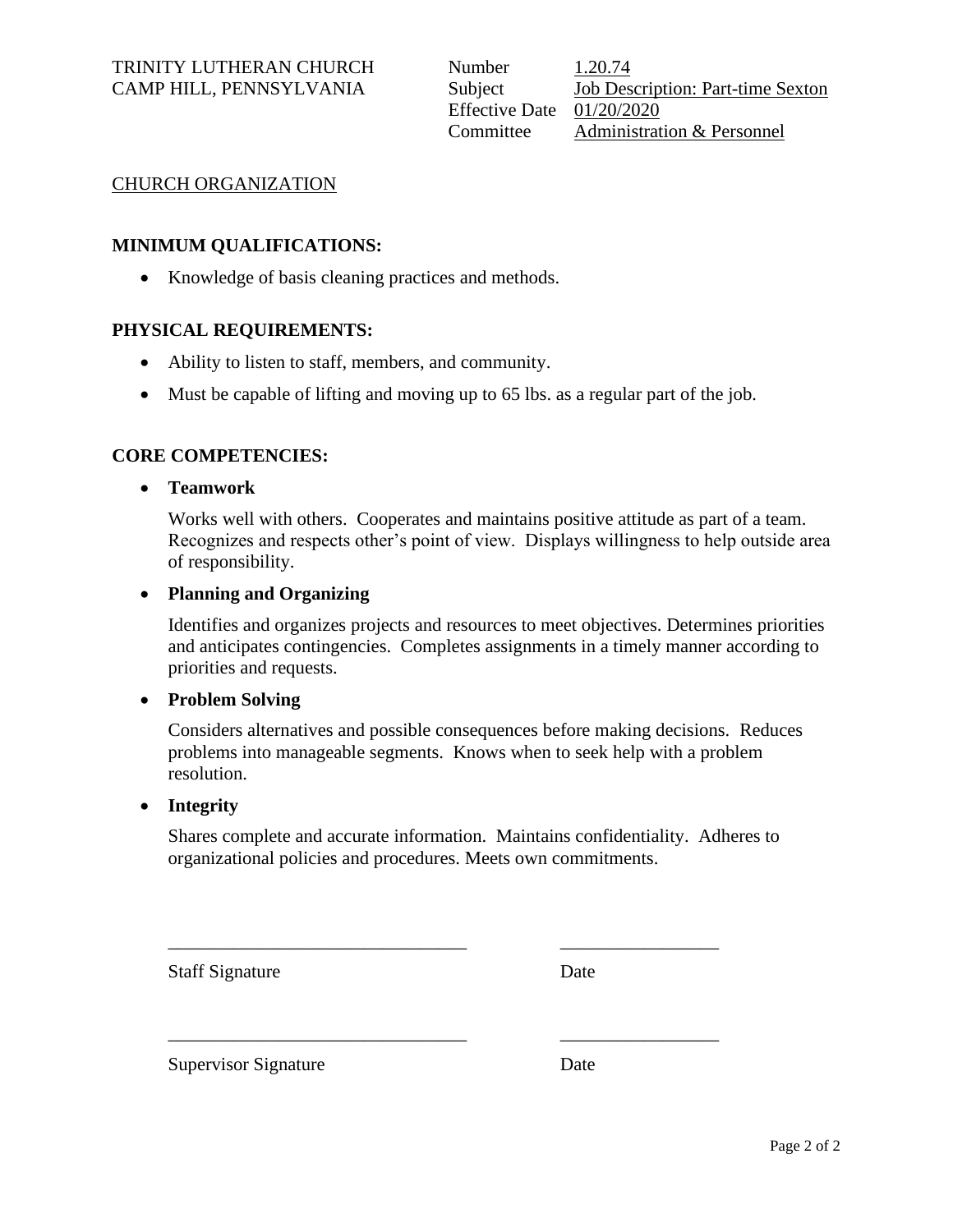TRINITY LUTHERAN CHURCH
CAMP HILL, PENNSYLVANIA

| | |
|---|---|
| Number | 1.20.74 |
| Subject | Job Description: Part-time Sexton |
| Effective Date | 01/20/2020 |
| Committee | Administration & Personnel |

CHURCH ORGANIZATION

## MINIMUM QUALIFICATIONS:

- Knowledge of basis cleaning practices and methods.

## PHYSICAL REQUIREMENTS:

- Ability to listen to staff, members, and community.
- Must be capable of lifting and moving up to 65 lbs. as a regular part of the job.

## CORE COMPETENCIES:

- **Teamwork**

  Works well with others. Cooperates and maintains positive attitude as part of a team. Recognizes and respects other's point of view. Displays willingness to help outside area of responsibility.

- **Planning and Organizing**

  Identifies and organizes projects and resources to meet objectives. Determines priorities and anticipates contingencies. Completes assignments in a timely manner according to priorities and requests.

- **Problem Solving**

  Considers alternatives and possible consequences before making decisions. Reduces problems into manageable segments. Knows when to seek help with a problem resolution.

- **Integrity**

  Shares complete and accurate information. Maintains confidentiality. Adheres to organizational policies and procedures. Meets own commitments.

________________________________ ________________

Staff Signature Date

________________________________ ________________

Supervisor Signature Date